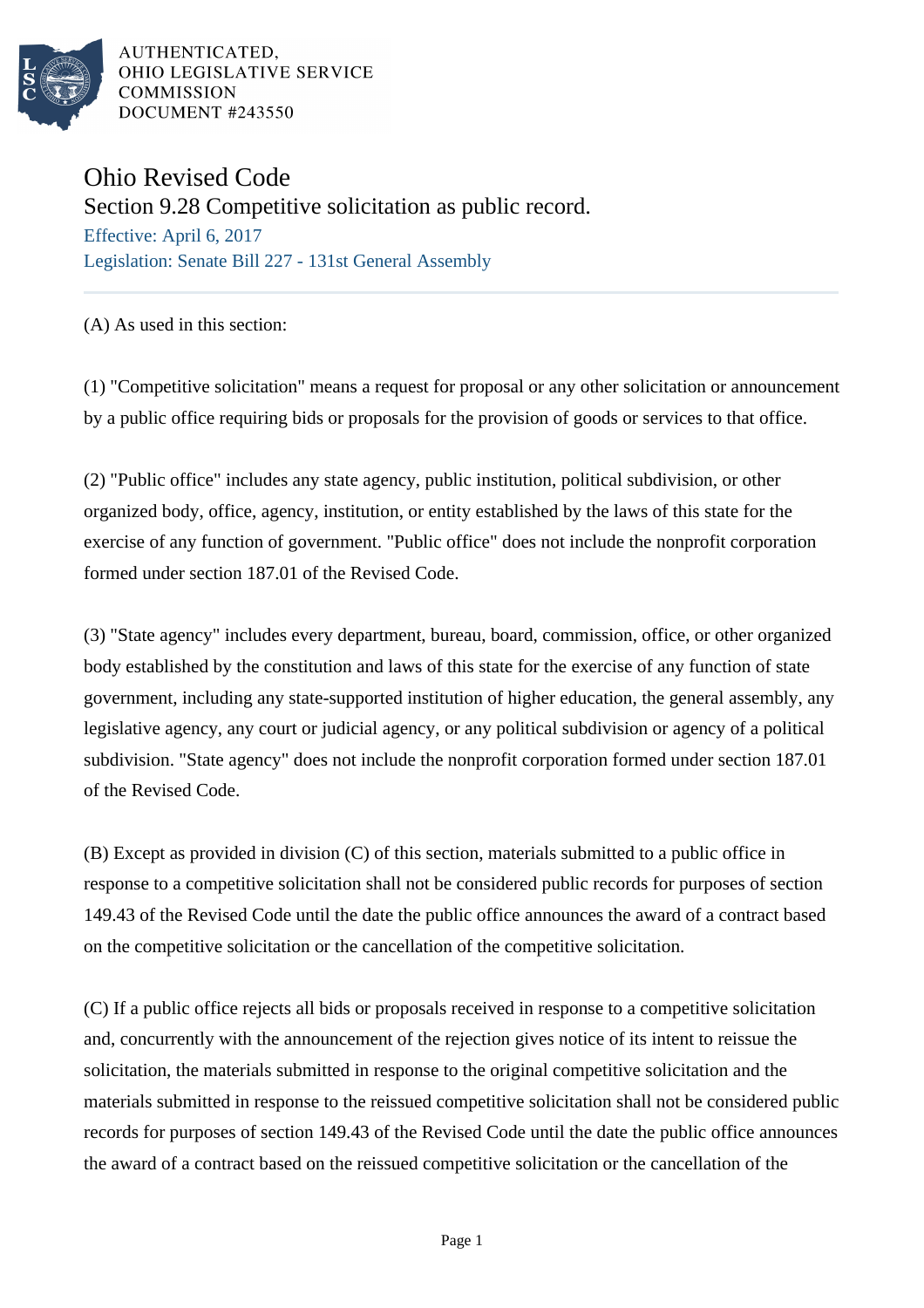AUTHENTICATED,
OHIO LEGISLATIVE SERVICE
COMMISSION
DOCUMENT #243550

# Ohio Revised Code

## Section 9.28 Competitive solicitation as public record.

Effective: April 6, 2017

Legislation: Senate Bill 227 - 131st General Assembly

(A) As used in this section:

(1) "Competitive solicitation" means a request for proposal or any other solicitation or announcement by a public office requiring bids or proposals for the provision of goods or services to that office.

(2) "Public office" includes any state agency, public institution, political subdivision, or other organized body, office, agency, institution, or entity established by the laws of this state for the exercise of any function of government. "Public office" does not include the nonprofit corporation formed under section 187.01 of the Revised Code.

(3) "State agency" includes every department, bureau, board, commission, office, or other organized body established by the constitution and laws of this state for the exercise of any function of state government, including any state-supported institution of higher education, the general assembly, any legislative agency, any court or judicial agency, or any political subdivision or agency of a political subdivision. "State agency" does not include the nonprofit corporation formed under section 187.01 of the Revised Code.

(B) Except as provided in division (C) of this section, materials submitted to a public office in response to a competitive solicitation shall not be considered public records for purposes of section 149.43 of the Revised Code until the date the public office announces the award of a contract based on the competitive solicitation or the cancellation of the competitive solicitation.

(C) If a public office rejects all bids or proposals received in response to a competitive solicitation and, concurrently with the announcement of the rejection gives notice of its intent to reissue the solicitation, the materials submitted in response to the original competitive solicitation and the materials submitted in response to the reissued competitive solicitation shall not be considered public records for purposes of section 149.43 of the Revised Code until the date the public office announces the award of a contract based on the reissued competitive solicitation or the cancellation of the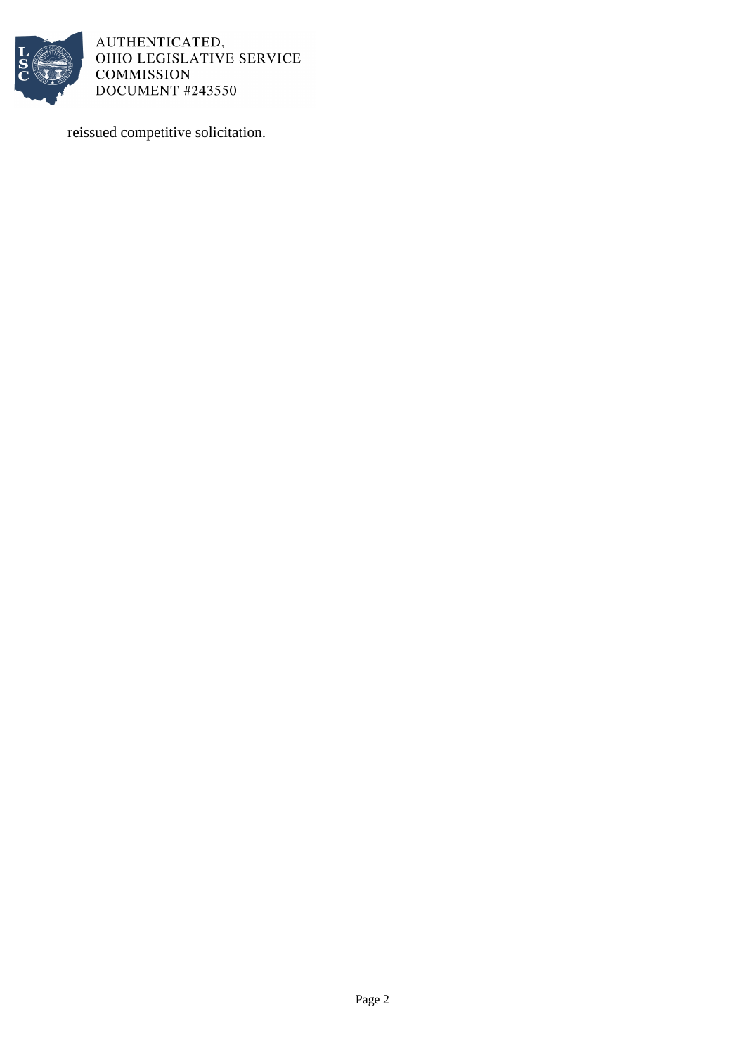reissued competitive solicitation.